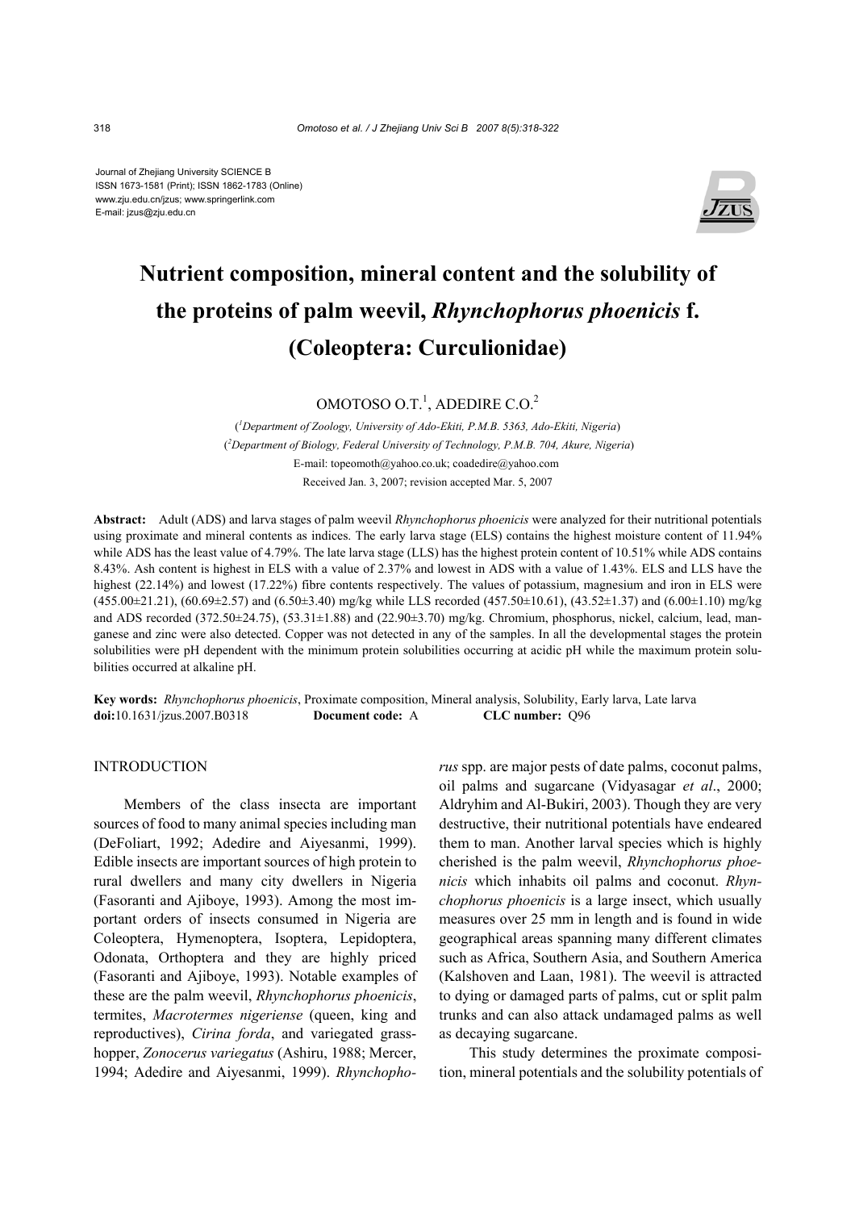Journal of Zhejiang University SCIENCE B
ISSN 1673-1581 (Print); ISSN 1862-1783 (Online)
www.zju.edu.cn/jzus; www.springerlink.com
E-mail: jzus@zju.edu.cn

# Nutrient composition, mineral content and the solubility of the proteins of palm weevil, *Rhynchophorus phoenicis* f. (Coleoptera: Curculionidae)

OMOTOSO O.T.[1], ADEDIRE C.O.[2]

([1]Department of Zoology, University of Ado-Ekiti, P.M.B. 5363, Ado-Ekiti, Nigeria)
([2]Department of Biology, Federal University of Technology, P.M.B. 704, Akure, Nigeria)
E-mail: topeomoth@yahoo.co.uk; coadedire@yahoo.com
Received Jan. 3, 2007; revision accepted Mar. 5, 2007

**Abstract:** Adult (ADS) and larva stages of palm weevil *Rhynchophorus phoenicis* were analyzed for their nutritional potentials using proximate and mineral contents as indices. The early larva stage (ELS) contains the highest moisture content of 11.94% while ADS has the least value of 4.79%. The late larva stage (LLS) has the highest protein content of 10.51% while ADS contains 8.43%. Ash content is highest in ELS with a value of 2.37% and lowest in ADS with a value of 1.43%. ELS and LLS have the highest (22.14%) and lowest (17.22%) fibre contents respectively. The values of potassium, magnesium and iron in ELS were (455.00±21.21), (60.69±2.57) and (6.50±3.40) mg/kg while LLS recorded (457.50±10.61), (43.52±1.37) and (6.00±1.10) mg/kg and ADS recorded (372.50±24.75), (53.31±1.88) and (22.90±3.70) mg/kg. Chromium, phosphorus, nickel, calcium, lead, manganese and zinc were also detected. Copper was not detected in any of the samples. In all the developmental stages the protein solubilities were pH dependent with the minimum protein solubilities occurring at acidic pH while the maximum protein solubilities occurred at alkaline pH.

**Key words:** *Rhynchophorus phoenicis*, Proximate composition, Mineral analysis, Solubility, Early larva, Late larva
**doi:**10.1631/jzus.2007.B0318 **Document code:** A **CLC number:** Q96

## INTRODUCTION

Members of the class insecta are important sources of food to many animal species including man (DeFoliart, 1992; Adedire and Aiyesanmi, 1999). Edible insects are important sources of high protein to rural dwellers and many city dwellers in Nigeria (Fasoranti and Ajiboye, 1993). Among the most important orders of insects consumed in Nigeria are Coleoptera, Hymenoptera, Isoptera, Lepidoptera, Odonata, Orthoptera and they are highly priced (Fasoranti and Ajiboye, 1993). Notable examples of these are the palm weevil, *Rhynchophorus phoenicis*, termites, *Macrotermes nigeriense* (queen, king and reproductives), *Cirina forda*, and variegated grasshopper, *Zonocerus variegatus* (Ashiru, 1988; Mercer, 1994; Adedire and Aiyesanmi, 1999). *Rhynchophorus* spp. are major pests of date palms, coconut palms, oil palms and sugarcane (Vidyasagar *et al*., 2000; Aldryhim and Al-Bukiri, 2003). Though they are very destructive, their nutritional potentials have endeared them to man. Another larval species which is highly cherished is the palm weevil, *Rhynchophorus phoenicis* which inhabits oil palms and coconut. *Rhynchophorus phoenicis* is a large insect, which usually measures over 25 mm in length and is found in wide geographical areas spanning many different climates such as Africa, Southern Asia, and Southern America (Kalshoven and Laan, 1981). The weevil is attracted to dying or damaged parts of palms, cut or split palm trunks and can also attack undamaged palms as well as decaying sugarcane.

This study determines the proximate composition, mineral potentials and the solubility potentials of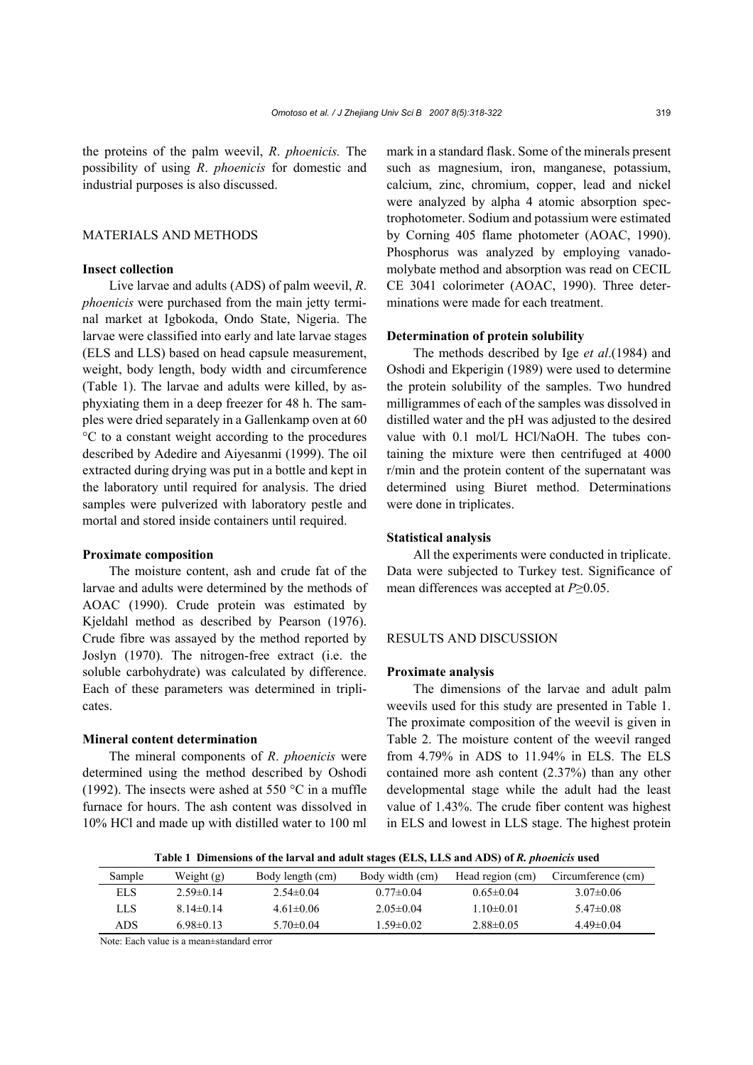the proteins of the palm weevil, *R*. *phoenicis.* The possibility of using *R*. *phoenicis* for domestic and industrial purposes is also discussed.

## MATERIALS AND METHODS

### Insect collection

Live larvae and adults (ADS) of palm weevil, *R*. *phoenicis* were purchased from the main jetty terminal market at Igbokoda, Ondo State, Nigeria. The larvae were classified into early and late larvae stages (ELS and LLS) based on head capsule measurement, weight, body length, body width and circumference (Table 1). The larvae and adults were killed, by asphyxiating them in a deep freezer for 48 h. The samples were dried separately in a Gallenkamp oven at 60 °C to a constant weight according to the procedures described by Adedire and Aiyesanmi (1999). The oil extracted during drying was put in a bottle and kept in the laboratory until required for analysis. The dried samples were pulverized with laboratory pestle and mortal and stored inside containers until required.

### Proximate composition

The moisture content, ash and crude fat of the larvae and adults were determined by the methods of AOAC (1990). Crude protein was estimated by Kjeldahl method as described by Pearson (1976). Crude fibre was assayed by the method reported by Joslyn (1970). The nitrogen-free extract (i.e. the soluble carbohydrate) was calculated by difference. Each of these parameters was determined in triplicates.

### Mineral content determination

The mineral components of *R*. *phoenicis* were determined using the method described by Oshodi (1992). The insects were ashed at 550 °C in a muffle furnace for hours. The ash content was dissolved in 10% HCl and made up with distilled water to 100 ml mark in a standard flask. Some of the minerals present such as magnesium, iron, manganese, potassium, calcium, zinc, chromium, copper, lead and nickel were analyzed by alpha 4 atomic absorption spectrophotometer. Sodium and potassium were estimated by Corning 405 flame photometer (AOAC, 1990). Phosphorus was analyzed by employing vanadomolybate method and absorption was read on CECIL CE 3041 colorimeter (AOAC, 1990). Three determinations were made for each treatment.

### Determination of protein solubility

The methods described by Ige *et al*.(1984) and Oshodi and Ekperigin (1989) were used to determine the protein solubility of the samples. Two hundred milligrammes of each of the samples was dissolved in distilled water and the pH was adjusted to the desired value with 0.1 mol/L HCl/NaOH. The tubes containing the mixture were then centrifuged at 4000 r/min and the protein content of the supernatant was determined using Biuret method. Determinations were done in triplicates.

### Statistical analysis

All the experiments were conducted in triplicate. Data were subjected to Turkey test. Significance of mean differences was accepted at $P \geq 0.05$.

## RESULTS AND DISCUSSION

### Proximate analysis

The dimensions of the larvae and adult palm weevils used for this study are presented in Table 1. The proximate composition of the weevil is given in Table 2. The moisture content of the weevil ranged from 4.79% in ADS to 11.94% in ELS. The ELS contained more ash content (2.37%) than any other developmental stage while the adult had the least value of 1.43%. The crude fiber content was highest in ELS and lowest in LLS stage. The highest protein

**Table 1 Dimensions of the larval and adult stages (ELS, LLS and ADS) of *R. phoenicis* used**

| Sample | Weight (g) | Body length (cm) | Body width (cm) | Head region (cm) | Circumference (cm) |
|---|---|---|---|---|---|
| ELS | 2.59±0.14 | 2.54±0.04 | 0.77±0.04 | 0.65±0.04 | 3.07±0.06 |
| LLS | 8.14±0.14 | 4.61±0.06 | 2.05±0.04 | 1.10±0.01 | 5.47±0.08 |
| ADS | 6.98±0.13 | 5.70±0.04 | 1.59±0.02 | 2.88±0.05 | 4.49±0.04 |

Note: Each value is a mean±standard error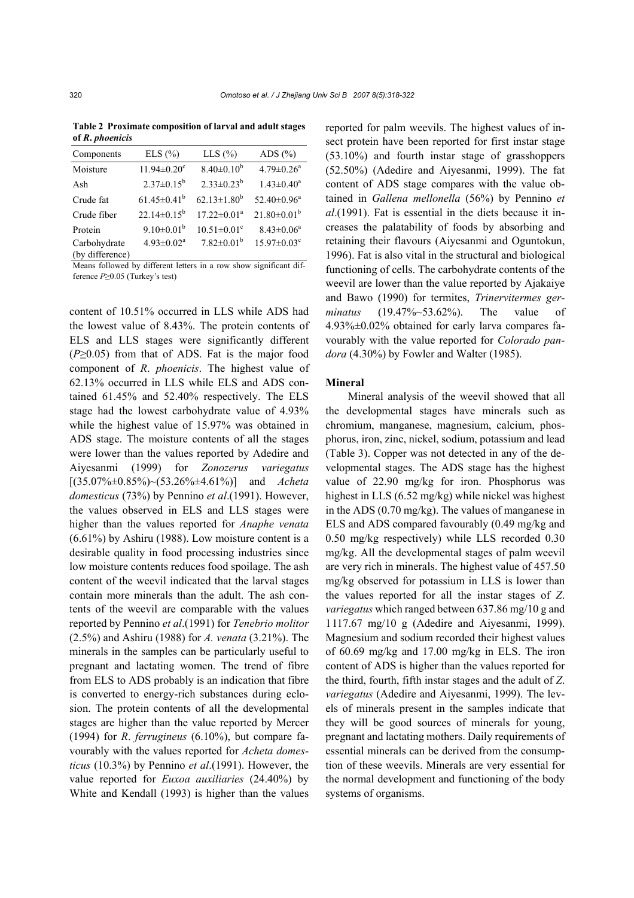**Table 2 Proximate composition of larval and adult stages of *R. phoenicis***

| Components | ELS (%) | LLS (%) | ADS (%) |
|---|---|---|---|
| Moisture | $11.94\pm0.20^c$ | $8.40\pm0.10^b$ | $4.79\pm0.26^a$ |
| Ash | $2.37\pm0.15^b$ | $2.33\pm0.23^b$ | $1.43\pm0.40^a$ |
| Crude fat | $61.45\pm0.41^b$ | $62.13\pm1.80^b$ | $52.40\pm0.96^a$ |
| Crude fiber | $22.14\pm0.15^b$ | $17.22\pm0.01^a$ | $21.80\pm0.01^b$ |
| Protein | $9.10\pm0.01^b$ | $10.51\pm0.01^c$ | $8.43\pm0.06^a$ |
| Carbohydrate (by difference) | $4.93\pm0.02^a$ | $7.82\pm0.01^b$ | $15.97\pm0.03^c$ |

Means followed by different letters in a row show significant difference $P\geq0.05$ (Turkey's test)

content of 10.51% occurred in LLS while ADS had the lowest value of 8.43%. The protein contents of ELS and LLS stages were significantly different ($P\geq0.05$) from that of ADS. Fat is the major food component of *R. phoenicis*. The highest value of 62.13% occurred in LLS while ELS and ADS contained 61.45% and 52.40% respectively. The ELS stage had the lowest carbohydrate value of 4.93% while the highest value of 15.97% was obtained in ADS stage. The moisture contents of all the stages were lower than the values reported by Adedire and Aiyesanmi (1999) for *Zonozerus variegatus* [(35.07%±0.85%)~(53.26%±4.61%)] and *Acheta domesticus* (73%) by Pennino *et al*.(1991). However, the values observed in ELS and LLS stages were higher than the values reported for *Anaphe venata* (6.61%) by Ashiru (1988). Low moisture content is a desirable quality in food processing industries since low moisture contents reduces food spoilage. The ash content of the weevil indicated that the larval stages contain more minerals than the adult. The ash contents of the weevil are comparable with the values reported by Pennino *et al*.(1991) for *Tenebrio molitor* (2.5%) and Ashiru (1988) for *A. venata* (3.21%). The minerals in the samples can be particularly useful to pregnant and lactating women. The trend of fibre from ELS to ADS probably is an indication that fibre is converted to energy-rich substances during eclosion. The protein contents of all the developmental stages are higher than the value reported by Mercer (1994) for *R. ferrugineus* (6.10%), but compare favourably with the values reported for *Acheta domesticus* (10.3%) by Pennino *et al*.(1991). However, the value reported for *Euxoa auxiliaries* (24.40%) by White and Kendall (1993) is higher than the values reported for palm weevils. The highest values of insect protein have been reported for first instar stage (53.10%) and fourth instar stage of grasshoppers (52.50%) (Adedire and Aiyesanmi, 1999). The fat content of ADS stage compares with the value obtained in *Gallena mellonella* (56%) by Pennino *et al*.(1991). Fat is essential in the diets because it increases the palatability of foods by absorbing and retaining their flavours (Aiyesanmi and Oguntokun, 1996). Fat is also vital in the structural and biological functioning of cells. The carbohydrate contents of the weevil are lower than the value reported by Ajakaiye and Bawo (1990) for termites, *Trinervitermes germinatus* (19.47%~53.62%). The value of 4.93%±0.02% obtained for early larva compares favourably with the value reported for *Colorado pandora* (4.30%) by Fowler and Walter (1985).

### Mineral

Mineral analysis of the weevil showed that all the developmental stages have minerals such as chromium, manganese, magnesium, calcium, phosphorus, iron, zinc, nickel, sodium, potassium and lead (Table 3). Copper was not detected in any of the developmental stages. The ADS stage has the highest value of 22.90 mg/kg for iron. Phosphorus was highest in LLS (6.52 mg/kg) while nickel was highest in the ADS (0.70 mg/kg). The values of manganese in ELS and ADS compared favourably (0.49 mg/kg and 0.50 mg/kg respectively) while LLS recorded 0.30 mg/kg. All the developmental stages of palm weevil are very rich in minerals. The highest value of 457.50 mg/kg observed for potassium in LLS is lower than the values reported for all the instar stages of *Z. variegatus* which ranged between 637.86 mg/10 g and 1117.67 mg/10 g (Adedire and Aiyesanmi, 1999). Magnesium and sodium recorded their highest values of 60.69 mg/kg and 17.00 mg/kg in ELS. The iron content of ADS is higher than the values reported for the third, fourth, fifth instar stages and the adult of *Z. variegatus* (Adedire and Aiyesanmi, 1999). The levels of minerals present in the samples indicate that they will be good sources of minerals for young, pregnant and lactating mothers. Daily requirements of essential minerals can be derived from the consumption of these weevils. Minerals are very essential for the normal development and functioning of the body systems of organisms.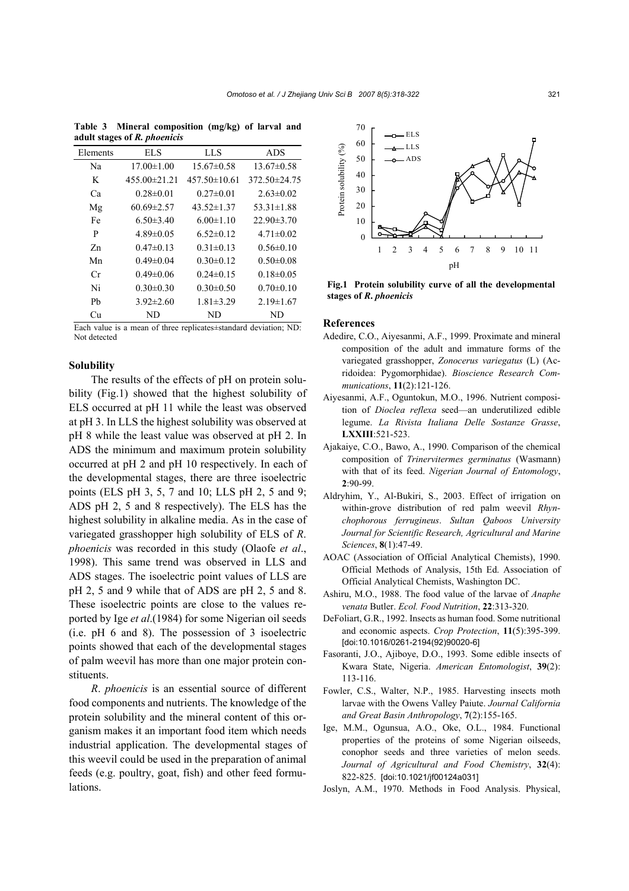**Table 3 Mineral composition (mg/kg) of larval and adult stages of *R. phoenicis***

| Elements | ELS | LLS | ADS |
|---|---|---|---|
| Na | 17.00±1.00 | 15.67±0.58 | 13.67±0.58 |
| K | 455.00±21.21 | 457.50±10.61 | 372.50±24.75 |
| Ca | 0.28±0.01 | 0.27±0.01 | 2.63±0.02 |
| Mg | 60.69±2.57 | 43.52±1.37 | 53.31±1.88 |
| Fe | 6.50±3.40 | 6.00±1.10 | 22.90±3.70 |
| P | 4.89±0.05 | 6.52±0.12 | 4.71±0.02 |
| Zn | 0.47±0.13 | 0.31±0.13 | 0.56±0.10 |
| Mn | 0.49±0.04 | 0.30±0.12 | 0.50±0.08 |
| Cr | 0.49±0.06 | 0.24±0.15 | 0.18±0.05 |
| Ni | 0.30±0.30 | 0.30±0.50 | 0.70±0.10 |
| Pb | 3.92±2.60 | 1.81±3.29 | 2.19±1.67 |
| Cu | ND | ND | ND |

Each value is a mean of three replicates±standard deviation; ND: Not detected

### Solubility

The results of the effects of pH on protein solubility (Fig.1) showed that the highest solubility of ELS occurred at pH 11 while the least was observed at pH 3. In LLS the highest solubility was observed at pH 8 while the least value was observed at pH 2. In ADS the minimum and maximum protein solubility occurred at pH 2 and pH 10 respectively. In each of the developmental stages, there are three isoelectric points (ELS pH 3, 5, 7 and 10; LLS pH 2, 5 and 9; ADS pH 2, 5 and 8 respectively). The ELS has the highest solubility in alkaline media. As in the case of variegated grasshopper high solubility of ELS of *R. phoenicis* was recorded in this study (Olaofe *et al*., 1998). This same trend was observed in LLS and ADS stages. The isoelectric point values of LLS are pH 2, 5 and 9 while that of ADS are pH 2, 5 and 8. These isoelectric points are close to the values reported by Ige *et al*.(1984) for some Nigerian oil seeds (i.e. pH 6 and 8). The possession of 3 isoelectric points showed that each of the developmental stages of palm weevil has more than one major protein constituents.

*R. phoenicis* is an essential source of different food components and nutrients. The knowledge of the protein solubility and the mineral content of this organism makes it an important food item which needs industrial application. The developmental stages of this weevil could be used in the preparation of animal feeds (e.g. poultry, goat, fish) and other feed formulations.

**Fig.1 Protein solubility curve of all the developmental stages of *R. phoenicis***

## References

Adedire, C.O., Aiyesanmi, A.F., 1999. Proximate and mineral composition of the adult and immature forms of the variegated grasshopper, *Zonocerus variegatus* (L) (Acridoidea: Pygomorphidae). *Bioscience Research Communications*, **11**(2):121-126.

Aiyesanmi, A.F., Oguntokun, M.O., 1996. Nutrient composition of *Dioclea reflexa* seed—an underutilized edible legume. *La Rivista Italiana Delle Sostanze Grasse*, **LXXIII**:521-523.

Ajakaiye, C.O., Bawo, A., 1990. Comparison of the chemical composition of *Trinervitermes germinatus* (Wasmann) with that of its feed. *Nigerian Journal of Entomology*, **2**:90-99.

Aldryhim, Y., Al-Bukiri, S., 2003. Effect of irrigation on within-grove distribution of red palm weevil *Rhynchophorous ferrugineus*. *Sultan Qaboos University Journal for Scientific Research, Agricultural and Marine Sciences*, **8**(1):47-49.

AOAC (Association of Official Analytical Chemists), 1990. Official Methods of Analysis, 15th Ed. Association of Official Analytical Chemists, Washington DC.

Ashiru, M.O., 1988. The food value of the larvae of *Anaphe venata* Butler. *Ecol. Food Nutrition*, **22**:313-320.

DeFoliart, G.R., 1992. Insects as human food. Some nutritional and economic aspects. *Crop Protection*, **11**(5):395-399. [doi:10.1016/0261-2194(92)90020-6]

Fasoranti, J.O., Ajiboye, D.O., 1993. Some edible insects of Kwara State, Nigeria. *American Entomologist*, **39**(2): 113-116.

Fowler, C.S., Walter, N.P., 1985. Harvesting insects moth larvae with the Owens Valley Paiute. *Journal California and Great Basin Anthropology*, **7**(2):155-165.

Ige, M.M., Ogunsua, A.O., Oke, O.L., 1984. Functional properties of the proteins of some Nigerian oilseeds, conophor seeds and three varieties of melon seeds. *Journal of Agricultural and Food Chemistry*, **32**(4): 822-825. [doi:10.1021/jf00124a031]

Joslyn, A.M., 1970. Methods in Food Analysis. Physical,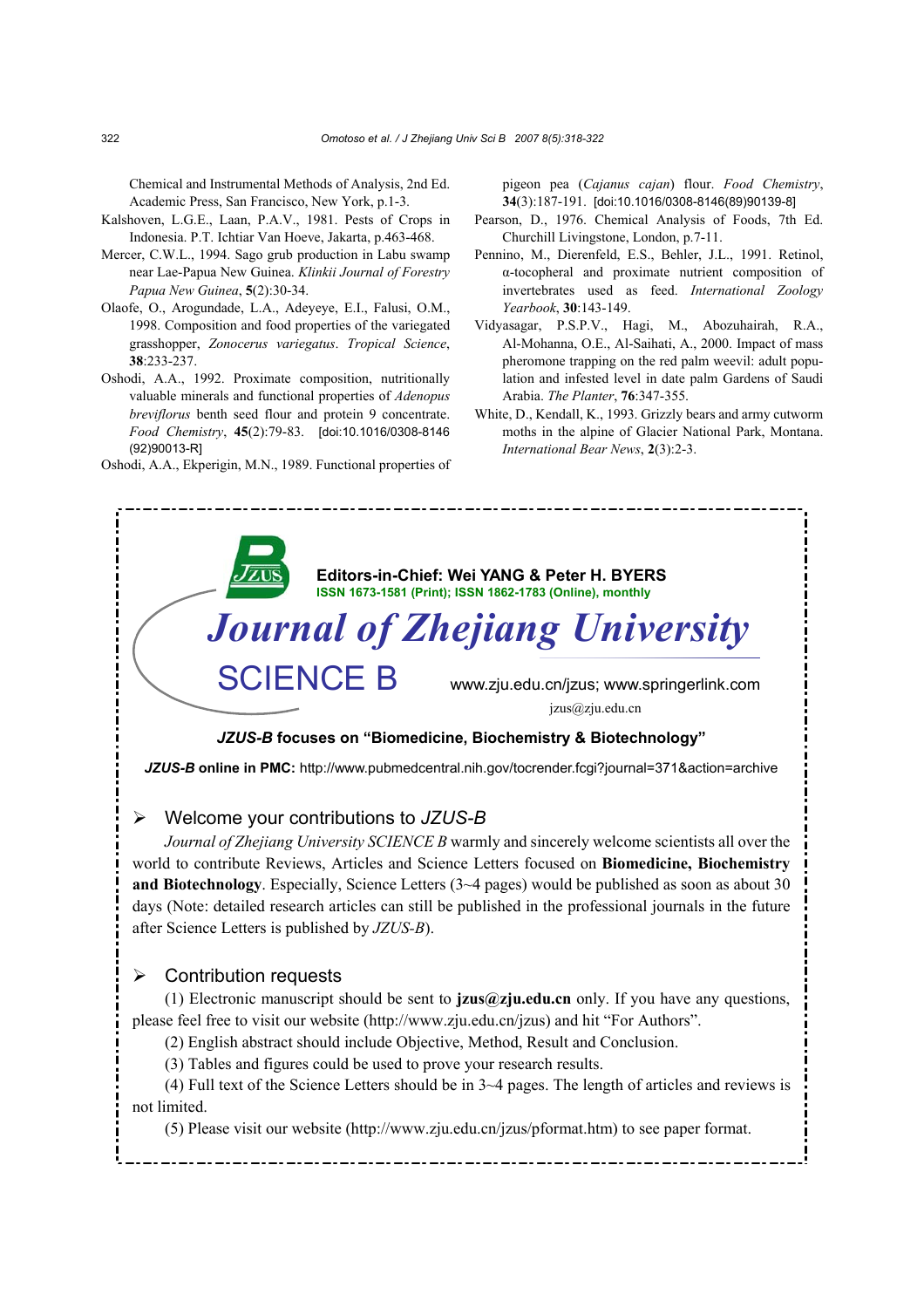Chemical and Instrumental Methods of Analysis, 2nd Ed. Academic Press, San Francisco, New York, p.1-3.

Kalshoven, L.G.E., Laan, P.A.V., 1981. Pests of Crops in Indonesia. P.T. Ichtiar Van Hoeve, Jakarta, p.463-468.

Mercer, C.W.L., 1994. Sago grub production in Labu swamp near Lae-Papua New Guinea. *Klinkii Journal of Forestry Papua New Guinea*, **5**(2):30-34.

Olaofe, O., Arogundade, L.A., Adeyeye, E.I., Falusi, O.M., 1998. Composition and food properties of the variegated grasshopper, *Zonocerus variegatus*. *Tropical Science*, **38**:233-237.

Oshodi, A.A., 1992. Proximate composition, nutritionally valuable minerals and functional properties of *Adenopus breviflorus* benth seed flour and protein 9 concentrate. *Food Chemistry*, **45**(2):79-83. [doi:10.1016/0308-8146(92)90013-R]

Oshodi, A.A., Ekperigin, M.N., 1989. Functional properties of pigeon pea (*Cajanus cajan*) flour. *Food Chemistry*, **34**(3):187-191. [doi:10.1016/0308-8146(89)90139-8]

Pearson, D., 1976. Chemical Analysis of Foods, 7th Ed. Churchill Livingstone, London, p.7-11.

Pennino, M., Dierenfeld, E.S., Behler, J.L., 1991. Retinol, α-tocopheral and proximate nutrient composition of invertebrates used as feed. *International Zoology Yearbook*, **30**:143-149.

Vidyasagar, P.S.P.V., Hagi, M., Abozuhairah, R.A., Al-Mohanna, O.E., Al-Saihati, A., 2000. Impact of mass pheromone trapping on the red palm weevil: adult population and infested level in date palm Gardens of Saudi Arabia. *The Planter*, **76**:347-355.

White, D., Kendall, K., 1993. Grizzly bears and army cutworm moths in the alpine of Glacier National Park, Montana. *International Bear News*, **2**(3):2-3.

---

**Editors-in-Chief: Wei YANG & Peter H. BYERS**

**ISSN 1673-1581 (Print); ISSN 1862-1783 (Online), monthly**

# *Journal of Zhejiang University* SCIENCE B

www.zju.edu.cn/jzus; www.springerlink.com

jzus@zju.edu.cn

***JZUS-B*** **focuses on "Biomedicine, Biochemistry & Biotechnology"**

***JZUS-B*** **online in PMC:** http://www.pubmedcentral.nih.gov/tocrender.fcgi?journal=371&action=archive

## Welcome your contributions to *JZUS-B*

*Journal of Zhejiang University SCIENCE B* warmly and sincerely welcome scientists all over the world to contribute Reviews, Articles and Science Letters focused on **Biomedicine, Biochemistry and Biotechnology**. Especially, Science Letters (3~4 pages) would be published as soon as about 30 days (Note: detailed research articles can still be published in the professional journals in the future after Science Letters is published by *JZUS-B*).

## Contribution requests

(1) Electronic manuscript should be sent to **jzus@zju.edu.cn** only. If you have any questions, please feel free to visit our website (http://www.zju.edu.cn/jzus) and hit "For Authors".

(2) English abstract should include Objective, Method, Result and Conclusion.

(3) Tables and figures could be used to prove your research results.

(4) Full text of the Science Letters should be in 3~4 pages. The length of articles and reviews is not limited.

(5) Please visit our website (http://www.zju.edu.cn/jzus/pformat.htm) to see paper format.